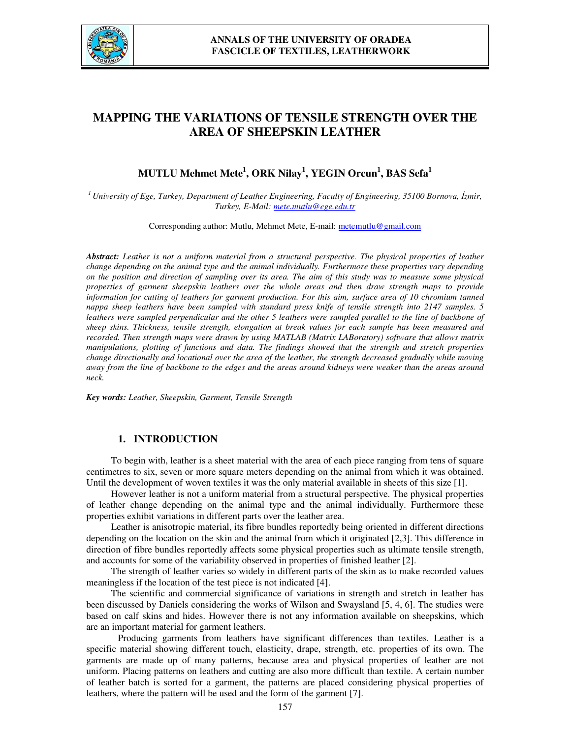# MAPPING THE VARIATIONS OF TENSILE STRENGTH OVER THE AREA OF SHEEPSKIN LEATHER

**MUTLU Mehmet Mete[1], ORK Nilay[1], YEGIN Orcun[1], BAS Sefa[1]**

*[1] University of Ege, Turkey, Department of Leather Engineering, Faculty of Engineering, 35100 Bornova, İzmir, Turkey, E-Mail: mete.mutlu@ege.edu.tr*

Corresponding author: Mutlu, Mehmet Mete, E-mail: metemutlu@gmail.com

***Abstract:*** *Leather is not a uniform material from a structural perspective. The physical properties of leather change depending on the animal type and the animal individually. Furthermore these properties vary depending on the position and direction of sampling over its area. The aim of this study was to measure some physical properties of garment sheepskin leathers over the whole areas and then draw strength maps to provide information for cutting of leathers for garment production. For this aim, surface area of 10 chromium tanned nappa sheep leathers have been sampled with standard press knife of tensile strength into 2147 samples. 5 leathers were sampled perpendicular and the other 5 leathers were sampled parallel to the line of backbone of sheep skins. Thickness, tensile strength, elongation at break values for each sample has been measured and recorded. Then strength maps were drawn by using MATLAB (Matrix LABoratory) software that allows matrix manipulations, plotting of functions and data. The findings showed that the strength and stretch properties change directionally and locational over the area of the leather, the strength decreased gradually while moving away from the line of backbone to the edges and the areas around kidneys were weaker than the areas around neck.*

***Key words:*** *Leather, Sheepskin, Garment, Tensile Strength*

## 1. INTRODUCTION

To begin with, leather is a sheet material with the area of each piece ranging from tens of square centimetres to six, seven or more square meters depending on the animal from which it was obtained. Until the development of woven textiles it was the only material available in sheets of this size [1].

However leather is not a uniform material from a structural perspective. The physical properties of leather change depending on the animal type and the animal individually. Furthermore these properties exhibit variations in different parts over the leather area.

Leather is anisotropic material, its fibre bundles reportedly being oriented in different directions depending on the location on the skin and the animal from which it originated [2,3]. This difference in direction of fibre bundles reportedly affects some physical properties such as ultimate tensile strength, and accounts for some of the variability observed in properties of finished leather [2].

The strength of leather varies so widely in different parts of the skin as to make recorded values meaningless if the location of the test piece is not indicated [4].

The scientific and commercial significance of variations in strength and stretch in leather has been discussed by Daniels considering the works of Wilson and Swaysland [5, 4, 6]. The studies were based on calf skins and hides. However there is not any information available on sheepskins, which are an important material for garment leathers.

Producing garments from leathers have significant differences than textiles. Leather is a specific material showing different touch, elasticity, drape, strength, etc. properties of its own. The garments are made up of many patterns, because area and physical properties of leather are not uniform. Placing patterns on leathers and cutting are also more difficult than textile. A certain number of leather batch is sorted for a garment, the patterns are placed considering physical properties of leathers, where the pattern will be used and the form of the garment [7].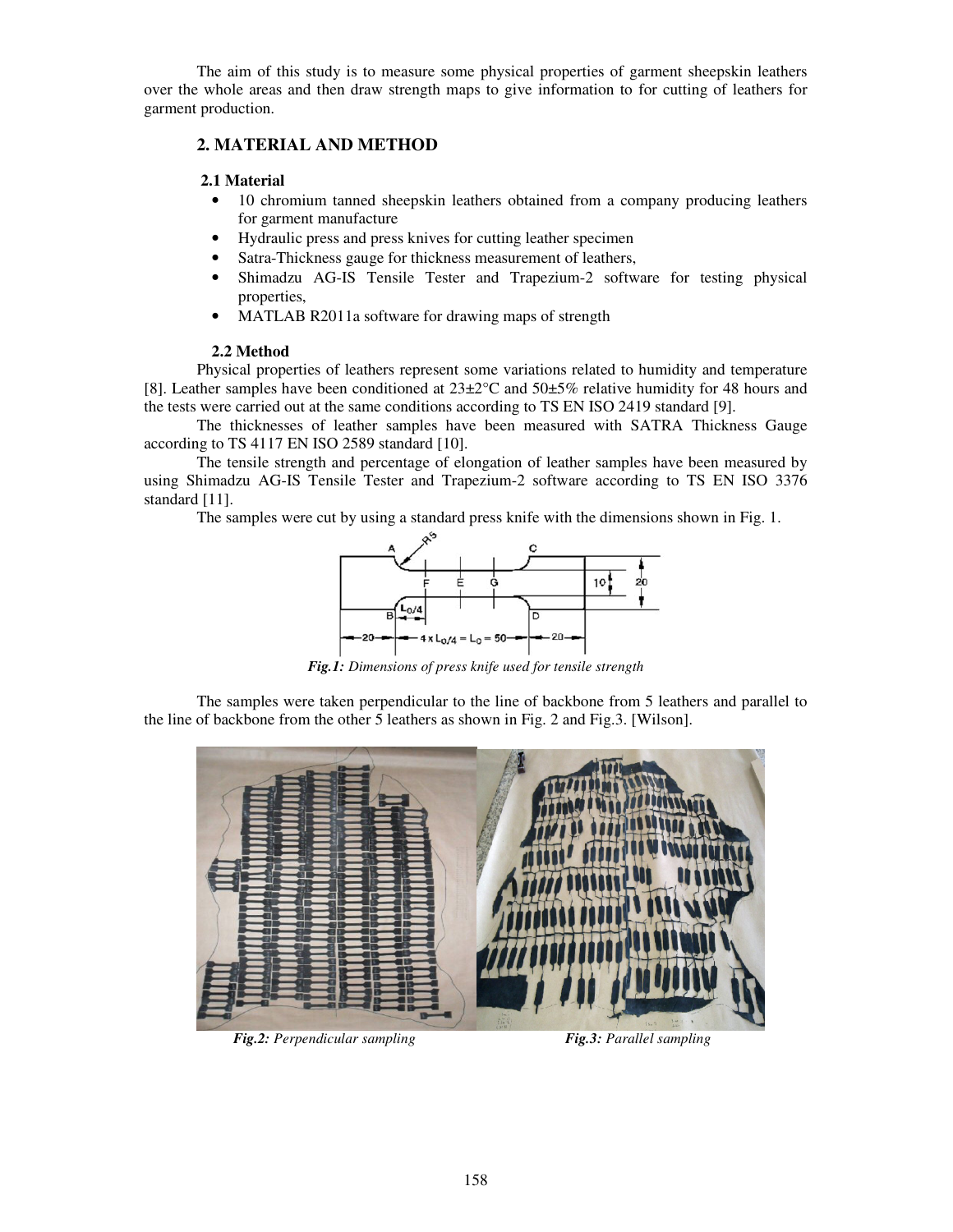The aim of this study is to measure some physical properties of garment sheepskin leathers over the whole areas and then draw strength maps to give information to for cutting of leathers for garment production.

## 2. MATERIAL AND METHOD

### 2.1 Material

- 10 chromium tanned sheepskin leathers obtained from a company producing leathers for garment manufacture
- Hydraulic press and press knives for cutting leather specimen
- Satra-Thickness gauge for thickness measurement of leathers,
- Shimadzu AG-IS Tensile Tester and Trapezium-2 software for testing physical properties,
- MATLAB R2011a software for drawing maps of strength

### 2.2 Method

Physical properties of leathers represent some variations related to humidity and temperature [8]. Leather samples have been conditioned at 23±2°C and 50±5% relative humidity for 48 hours and the tests were carried out at the same conditions according to TS EN ISO 2419 standard [9].

The thicknesses of leather samples have been measured with SATRA Thickness Gauge according to TS 4117 EN ISO 2589 standard [10].

The tensile strength and percentage of elongation of leather samples have been measured by using Shimadzu AG-IS Tensile Tester and Trapezium-2 software according to TS EN ISO 3376 standard [11].

The samples were cut by using a standard press knife with the dimensions shown in Fig. 1.

***Fig.1:*** *Dimensions of press knife used for tensile strength*

The samples were taken perpendicular to the line of backbone from 5 leathers and parallel to the line of backbone from the other 5 leathers as shown in Fig. 2 and Fig.3. [Wilson].

***Fig.2:*** *Perpendicular sampling*

***Fig.3:*** *Parallel sampling*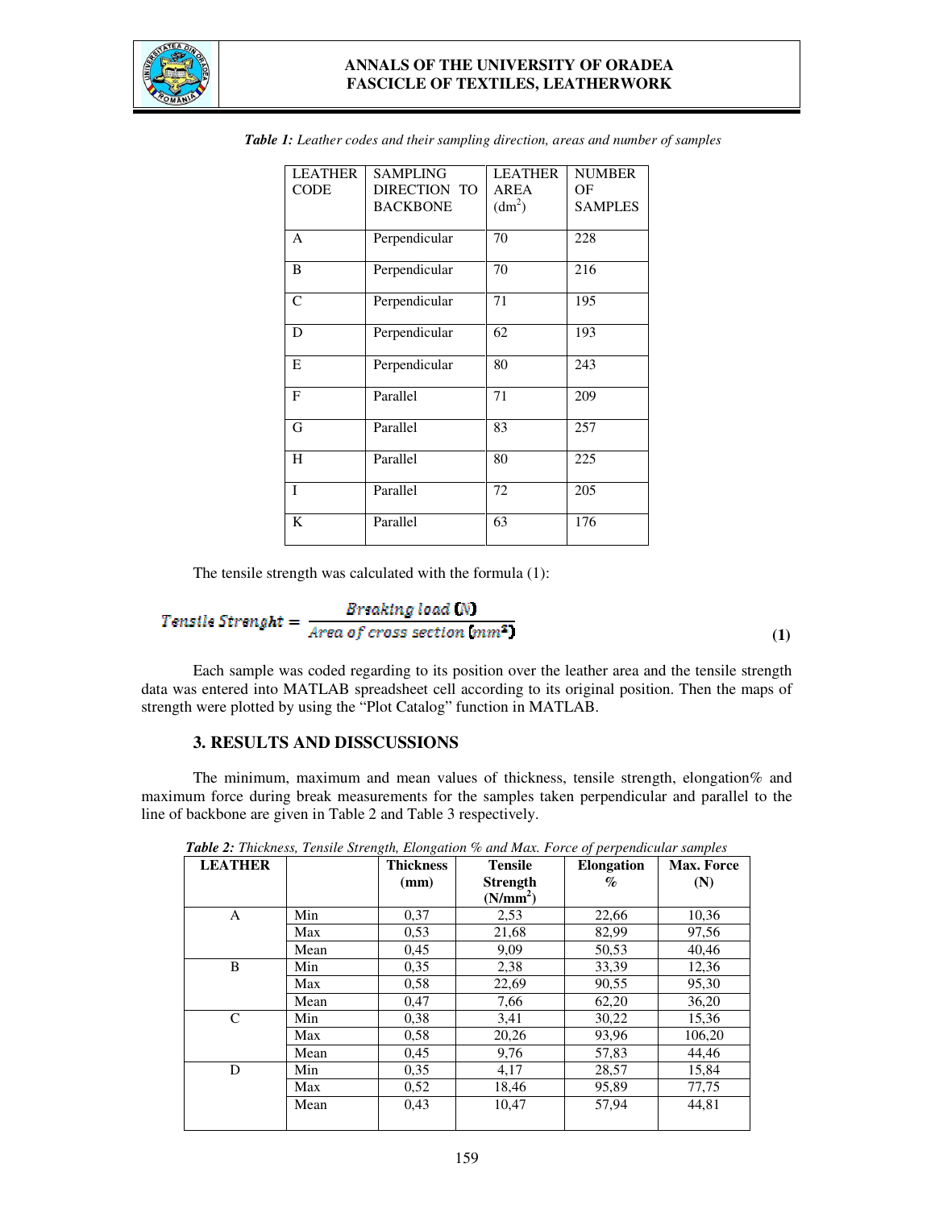*Table 1:* *Leather codes and their sampling direction, areas and number of samples*

| LEATHER CODE | SAMPLING DIRECTION TO BACKBONE | LEATHER AREA ($dm^2$) | NUMBER OF SAMPLES |
|---|---|---|---|
| A | Perpendicular | 70 | 228 |
| B | Perpendicular | 70 | 216 |
| C | Perpendicular | 71 | 195 |
| D | Perpendicular | 62 | 193 |
| E | Perpendicular | 80 | 243 |
| F | Parallel | 71 | 209 |
| G | Parallel | 83 | 257 |
| H | Parallel | 80 | 225 |
| I | Parallel | 72 | 205 |
| K | Parallel | 63 | 176 |

The tensile strength was calculated with the formula (1):

$$Tensile\ Strenght = \frac{Breaking\ load\ (N)}{Area\ of\ cross\ section\ (mm^2)} \quad (1)$$

Each sample was coded regarding to its position over the leather area and the tensile strength data was entered into MATLAB spreadsheet cell according to its original position. Then the maps of strength were plotted by using the "Plot Catalog" function in MATLAB.

## 3. RESULTS AND DISSCUSSIONS

The minimum, maximum and mean values of thickness, tensile strength, elongation% and maximum force during break measurements for the samples taken perpendicular and parallel to the line of backbone are given in Table 2 and Table 3 respectively.

*Table 2:* *Thickness, Tensile Strength, Elongation % and Max. Force of perpendicular samples*

| LEATHER | | Thickness (mm) | Tensile Strength ($N/mm^2$) | Elongation % | Max. Force (N) |
|---|---|---|---|---|---|
| A | Min | 0,37 | 2,53 | 22,66 | 10,36 |
| | Max | 0,53 | 21,68 | 82,99 | 97,56 |
| | Mean | 0,45 | 9,09 | 50,53 | 40,46 |
| B | Min | 0,35 | 2,38 | 33,39 | 12,36 |
| | Max | 0,58 | 22,69 | 90,55 | 95,30 |
| | Mean | 0,47 | 7,66 | 62,20 | 36,20 |
| C | Min | 0,38 | 3,41 | 30,22 | 15,36 |
| | Max | 0,58 | 20,26 | 93,96 | 106,20 |
| | Mean | 0,45 | 9,76 | 57,83 | 44,46 |
| D | Min | 0,35 | 4,17 | 28,57 | 15,84 |
| | Max | 0,52 | 18,46 | 95,89 | 77,75 |
| | Mean | 0,43 | 10,47 | 57,94 | 44,81 |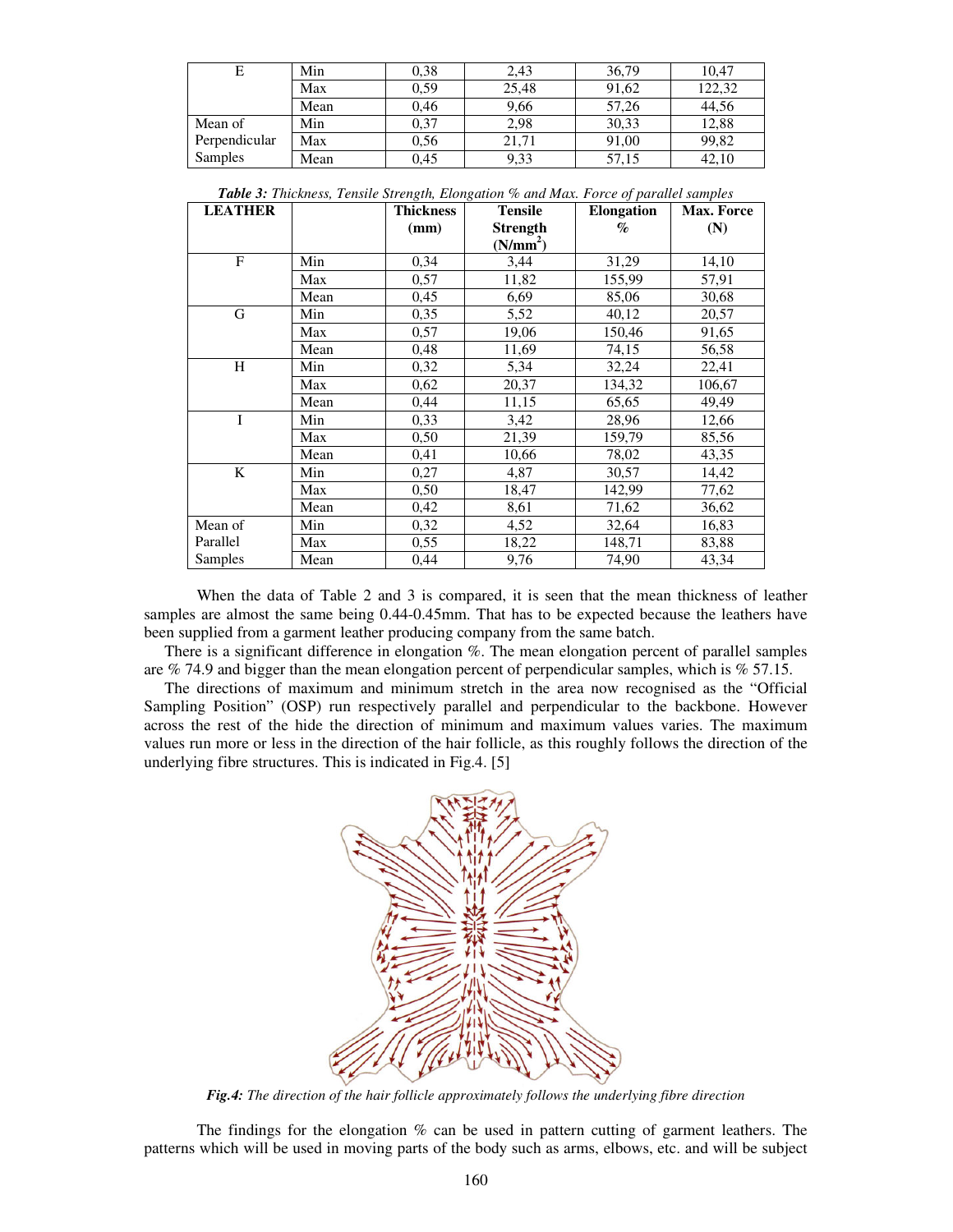| E | Min | 0,38 | 2,43 | 36,79 | 10,47 |
|---|---|---|---|---|---|
| | Max | 0,59 | 25,48 | 91,62 | 122,32 |
| | Mean | 0,46 | 9,66 | 57,26 | 44,56 |
| Mean of Perpendicular Samples | Min | 0,37 | 2,98 | 30,33 | 12,88 |
| | Max | 0,56 | 21,71 | 91,00 | 99,82 |
| | Mean | 0,45 | 9,33 | 57,15 | 42,10 |

***Table 3:*** *Thickness, Tensile Strength, Elongation % and Max. Force of parallel samples*

| LEATHER | | Thickness (mm) | Tensile Strength ($N/mm^2$) | Elongation % | Max. Force (N) |
|---|---|---|---|---|---|
| F | Min | 0,34 | 3,44 | 31,29 | 14,10 |
| | Max | 0,57 | 11,82 | 155,99 | 57,91 |
| | Mean | 0,45 | 6,69 | 85,06 | 30,68 |
| G | Min | 0,35 | 5,52 | 40,12 | 20,57 |
| | Max | 0,57 | 19,06 | 150,46 | 91,65 |
| | Mean | 0,48 | 11,69 | 74,15 | 56,58 |
| H | Min | 0,32 | 5,34 | 32,24 | 22,41 |
| | Max | 0,62 | 20,37 | 134,32 | 106,67 |
| | Mean | 0,44 | 11,15 | 65,65 | 49,49 |
| I | Min | 0,33 | 3,42 | 28,96 | 12,66 |
| | Max | 0,50 | 21,39 | 159,79 | 85,56 |
| | Mean | 0,41 | 10,66 | 78,02 | 43,35 |
| K | Min | 0,27 | 4,87 | 30,57 | 14,42 |
| | Max | 0,50 | 18,47 | 142,99 | 77,62 |
| | Mean | 0,42 | 8,61 | 71,62 | 36,62 |
| Mean of Parallel Samples | Min | 0,32 | 4,52 | 32,64 | 16,83 |
| | Max | 0,55 | 18,22 | 148,71 | 83,88 |
| | Mean | 0,44 | 9,76 | 74,90 | 43,34 |

When the data of Table 2 and 3 is compared, it is seen that the mean thickness of leather samples are almost the same being 0.44-0.45mm. That has to be expected because the leathers have been supplied from a garment leather producing company from the same batch.

There is a significant difference in elongation %. The mean elongation percent of parallel samples are % 74.9 and bigger than the mean elongation percent of perpendicular samples, which is % 57.15.

The directions of maximum and minimum stretch in the area now recognised as the "Official Sampling Position" (OSP) run respectively parallel and perpendicular to the backbone. However across the rest of the hide the direction of minimum and maximum values varies. The maximum values run more or less in the direction of the hair follicle, as this roughly follows the direction of the underlying fibre structures. This is indicated in Fig.4. [5]

***Fig.4:*** *The direction of the hair follicle approximately follows the underlying fibre direction*

The findings for the elongation % can be used in pattern cutting of garment leathers. The patterns which will be used in moving parts of the body such as arms, elbows, etc. and will be subject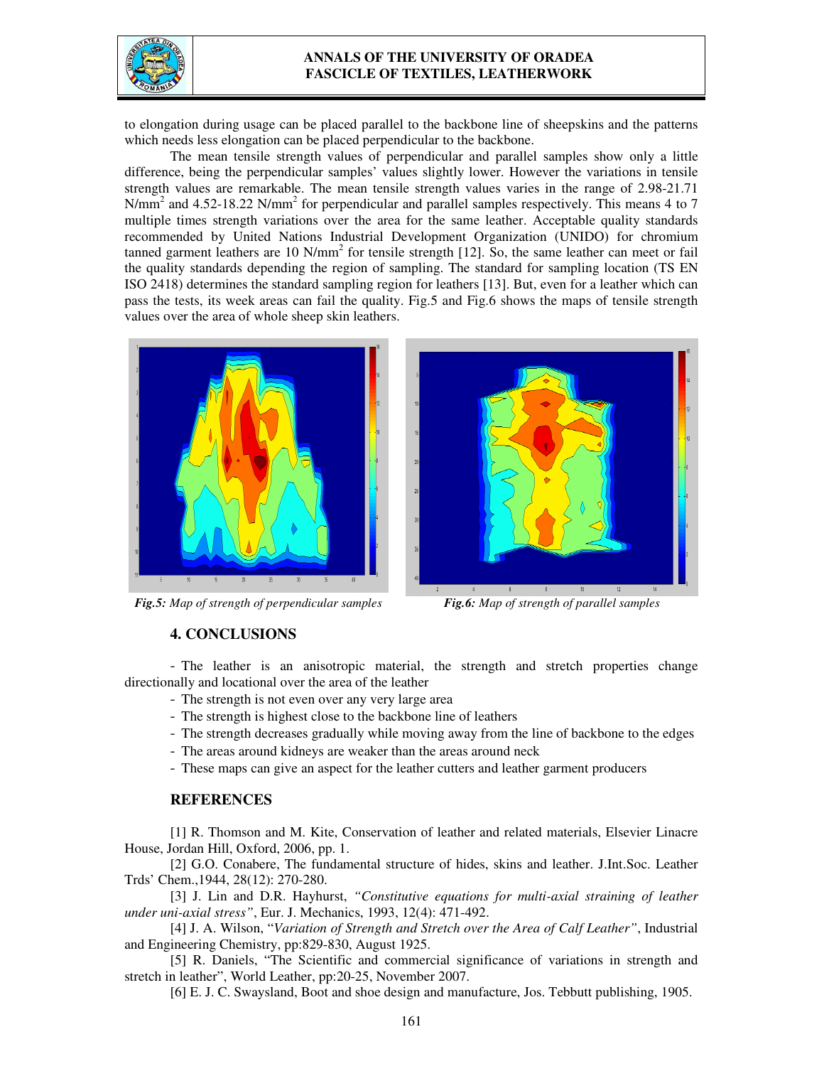to elongation during usage can be placed parallel to the backbone line of sheepskins and the patterns which needs less elongation can be placed perpendicular to the backbone.

The mean tensile strength values of perpendicular and parallel samples show only a little difference, being the perpendicular samples' values slightly lower. However the variations in tensile strength values are remarkable. The mean tensile strength values varies in the range of 2.98-21.71 $N/mm^2$ and 4.52-18.22 $N/mm^2$ for perpendicular and parallel samples respectively. This means 4 to 7 multiple times strength variations over the area for the same leather. Acceptable quality standards recommended by United Nations Industrial Development Organization (UNIDO) for chromium tanned garment leathers are 10 $N/mm^2$ for tensile strength [12]. So, the same leather can meet or fail the quality standards depending the region of sampling. The standard for sampling location (TS EN ISO 2418) determines the standard sampling region for leathers [13]. But, even for a leather which can pass the tests, its week areas can fail the quality. Fig.5 and Fig.6 shows the maps of tensile strength values over the area of whole sheep skin leathers.

***Fig.5:*** *Map of strength of perpendicular samples*

***Fig.6:*** *Map of strength of parallel samples*

## 4. CONCLUSIONS

- The leather is an anisotropic material, the strength and stretch properties change directionally and locational over the area of the leather
- The strength is not even over any very large area
- The strength is highest close to the backbone line of leathers
- The strength decreases gradually while moving away from the line of backbone to the edges
- The areas around kidneys are weaker than the areas around neck
- These maps can give an aspect for the leather cutters and leather garment producers

## REFERENCES

[1] R. Thomson and M. Kite, Conservation of leather and related materials, Elsevier Linacre House, Jordan Hill, Oxford, 2006, pp. 1.

[2] G.O. Conabere, The fundamental structure of hides, skins and leather. J.Int.Soc. Leather Trds' Chem.,1944, 28(12): 270-280.

[3] J. Lin and D.R. Hayhurst, *"Constitutive equations for multi-axial straining of leather under uni-axial stress"*, Eur. J. Mechanics, 1993, 12(4): 471-492.

[4] J. A. Wilson, "*Variation of Strength and Stretch over the Area of Calf Leather"*, Industrial and Engineering Chemistry, pp:829-830, August 1925.

[5] R. Daniels, "The Scientific and commercial significance of variations in strength and stretch in leather", World Leather, pp:20-25, November 2007.

[6] E. J. C. Swaysland, Boot and shoe design and manufacture, Jos. Tebbutt publishing, 1905.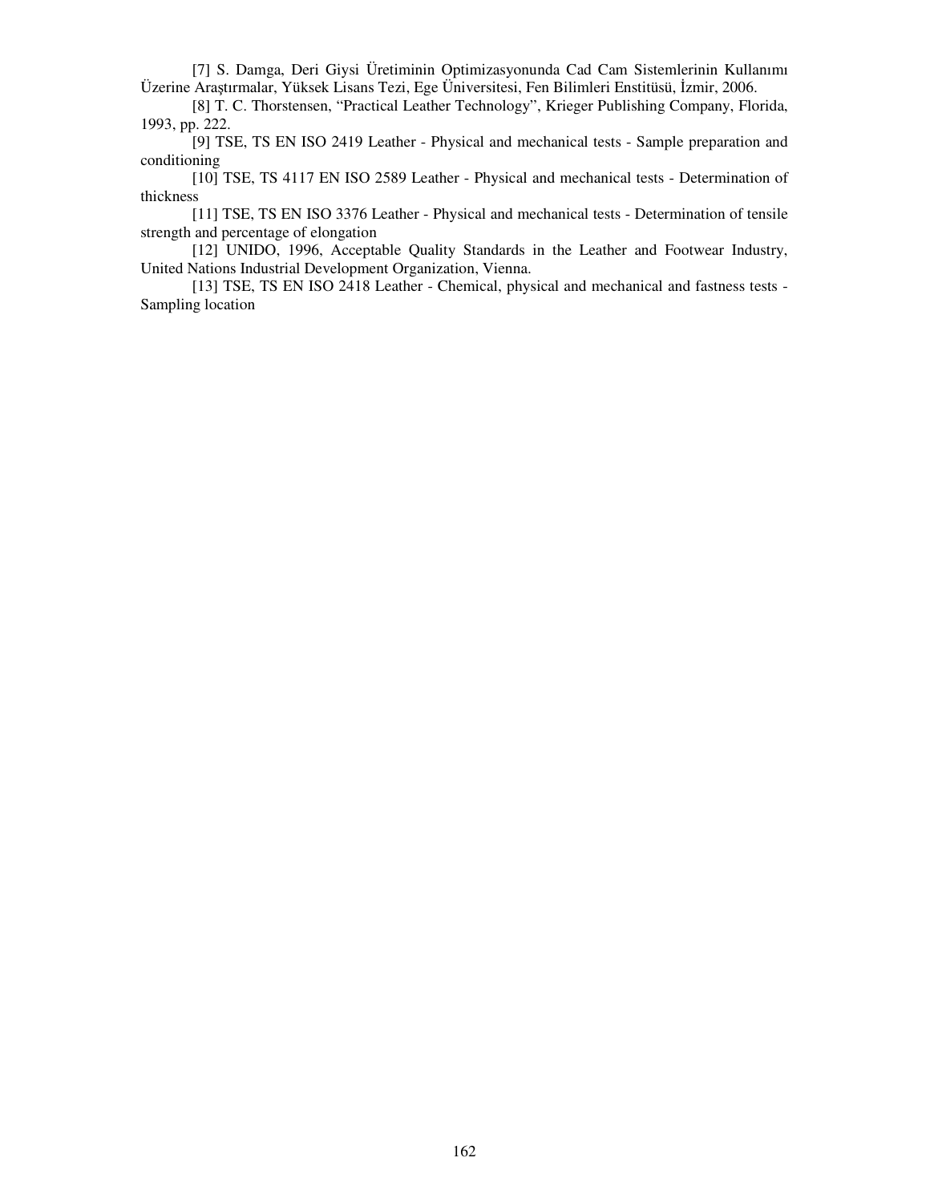[7] S. Damga, Deri Giysi Üretiminin Optimizasyonunda Cad Cam Sistemlerinin Kullanımı Üzerine Araştırmalar, Yüksek Lisans Tezi, Ege Üniversitesi, Fen Bilimleri Enstitüsü, İzmir, 2006.

[8] T. C. Thorstensen, "Practical Leather Technology", Krieger Publishing Company, Florida, 1993, pp. 222.

[9] TSE, TS EN ISO 2419 Leather - Physical and mechanical tests - Sample preparation and conditioning

[10] TSE, TS 4117 EN ISO 2589 Leather - Physical and mechanical tests - Determination of thickness

[11] TSE, TS EN ISO 3376 Leather - Physical and mechanical tests - Determination of tensile strength and percentage of elongation

[12] UNIDO, 1996, Acceptable Quality Standards in the Leather and Footwear Industry, United Nations Industrial Development Organization, Vienna.

[13] TSE, TS EN ISO 2418 Leather - Chemical, physical and mechanical and fastness tests - Sampling location